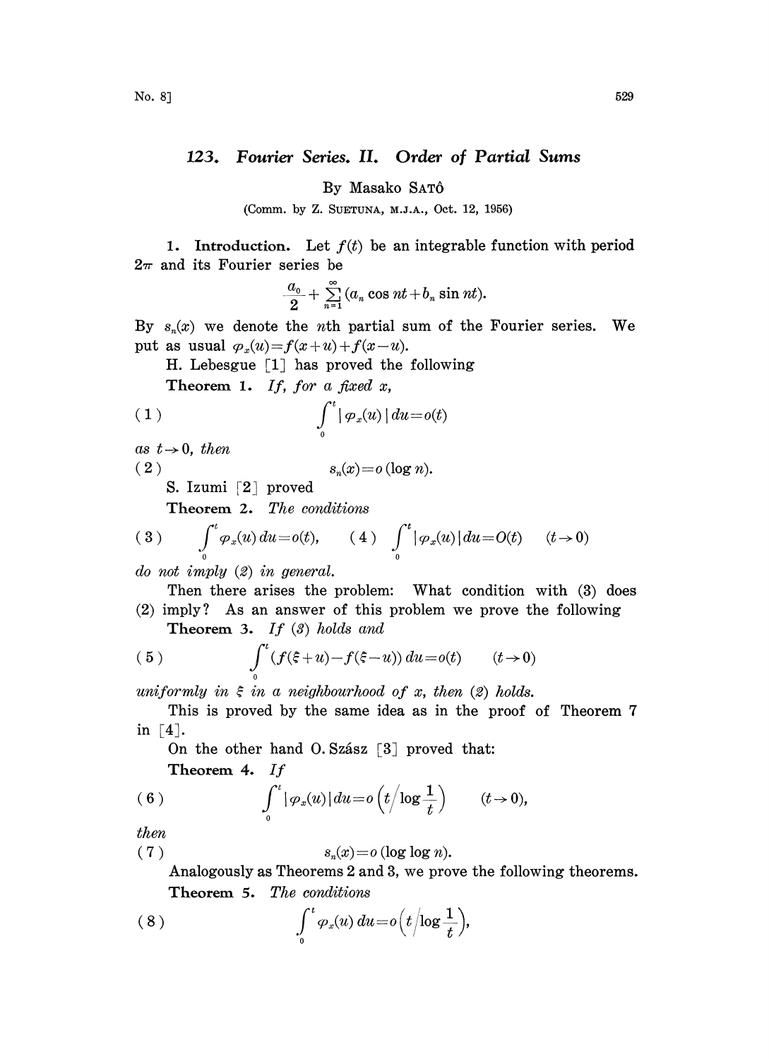# 123. Fourier Series. II. Order of Partial Sums

By Masako SATÔ

(Comm. by Z. SUETUNA, M.J.A., Oct. 12, 1956)

**1. Introduction.** Let $f(t)$ be an integrable function with period $2\pi$ and its Fourier series be

$$\frac{a_0}{2}+\sum_{n=1}^{\infty}(a_n \cos nt + b_n \sin nt).$$

By $s_n(x)$ we denote the $n$th partial sum of the Fourier series. We put as usual $\varphi_x(u)=f(x+u)+f(x-u)$.

H. Lebesgue [1] has proved the following

**Theorem 1.** *If, for a fixed $x$,*

$$(1) \qquad \int_0^t |\varphi_x(u)|\, du = o(t)$$

*as $t\to 0$, then*

$$(2) \qquad s_n(x)=o(\log n).$$

S. Izumi [2] proved

**Theorem 2.** *The conditions*

$$(3) \quad \int_0^t \varphi_x(u)\, du = o(t), \qquad (4) \quad \int_0^t |\varphi_x(u)|\, du = O(t) \qquad (t\to 0)$$

*do not imply (2) in general.*

Then there arises the problem: What condition with (3) does (2) imply? As an answer of this problem we prove the following

**Theorem 3.** *If (3) holds and*

$$(5) \qquad \int_0^t (f(\xi+u)-f(\xi-u))\, du = o(t) \qquad (t\to 0)$$

*uniformly in $\xi$ in a neighbourhood of $x$, then (2) holds.*

This is proved by the same idea as in the proof of Theorem 7 in [4].

On the other hand O. Szász [3] proved that:

**Theorem 4.** *If*

$$(6) \qquad \int_0^t |\varphi_x(u)|\, du = o\left(t\Big/\log\frac{1}{t}\right) \qquad (t\to 0),$$

*then*

$$(7) \qquad s_n(x)=o(\log\log n).$$

Analogously as Theorems 2 and 3, we prove the following theorems.

**Theorem 5.** *The conditions*

$$(8) \qquad \int_0^t \varphi_x(u)\, du = o\left(t\Big/\log\frac{1}{t}\right),$$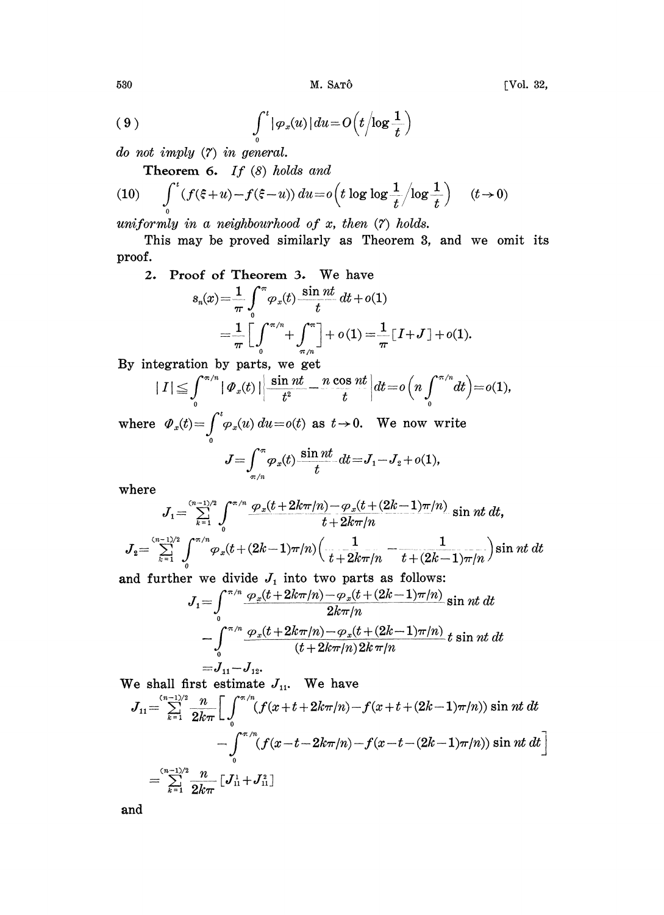$$(9) \qquad \int_0^t |\varphi_x(u)|\, du = O\left(t \Big/ \log \frac{1}{t}\right)$$

*do not imply* (7) *in general.*

**Theorem 6.** *If* (8) *holds and*

$$(10) \qquad \int_0^t (f(\xi+u)-f(\xi-u))\, du = o\left(t \log\log \frac{1}{t} \Big/ \log \frac{1}{t}\right) \qquad (t \to 0)$$

*uniformly in a neighbourhood of $x$, then* (7) *holds.*

This may be proved similarly as Theorem 3, and we omit its proof.

**2. Proof of Theorem 3.** We have

$$s_n(x) = \frac{1}{\pi}\int_0^\pi \varphi_x(t) \frac{\sin nt}{t}\, dt + o(1)$$

$$= \frac{1}{\pi}\left[\int_0^{\pi/n} + \int_{\pi/n}^{\pi}\right] + o(1) = \frac{1}{\pi}[I+J] + o(1).$$

By integration by parts, we get

$$|I| \leqq \int_0^{\pi/n} |\Phi_x(t)| \left| \frac{\sin nt}{t^2} - \frac{n \cos nt}{t} \right| dt = o\left(n \int_0^{\pi/n} dt\right) = o(1),$$

where $\Phi_x(t) = \int_0^t \varphi_x(u)\, du = o(t)$ as $t \to 0$. We now write

$$J = \int_{\pi/n}^{\pi} \varphi_x(t) \frac{\sin nt}{t}\, dt = J_1 - J_2 + o(1),$$

where

$$J_1 = \sum_{k=1}^{(n-1)/2} \int_0^{\pi/n} \frac{\varphi_x(t+2k\pi/n) - \varphi_x(t+(2k-1)\pi/n)}{t+2k\pi/n} \sin nt\, dt,$$

$$J_2 = \sum_{k=1}^{(n-1)/2} \int_0^{\pi/n} \varphi_x(t+(2k-1)\pi/n) \left(\frac{1}{t+2k\pi/n} - \frac{1}{t+(2k-1)\pi/n}\right) \sin nt\, dt$$

and further we divide $J_1$ into two parts as follows:

$$J_1 = \int_0^{\pi/n} \frac{\varphi_x(t+2k\pi/n) - \varphi_x(t+(2k-1)\pi/n)}{2k\pi/n} \sin nt\, dt$$

$$- \int_0^{\pi/n} \frac{\varphi_x(t+2k\pi/n) - \varphi_x(t+(2k-1)\pi/n)}{(t+2k\pi/n)2k\pi/n} t \sin nt\, dt$$

$$= J_{11} - J_{12}.$$

We shall first estimate $J_{11}$. We have

$$J_{11} = \sum_{k=1}^{(n-1)/2} \frac{n}{2k\pi}\left[\int_0^{\pi/n} (f(x+t+2k\pi/n) - f(x+t+(2k-1)\pi/n)) \sin nt\, dt\right.$$

$$\left. - \int_0^{\pi/n} (f(x-t-2k\pi/n) - f(x-t-(2k-1)\pi/n)) \sin nt\, dt\right]$$

$$= \sum_{k=1}^{(n-1)/2} \frac{n}{2k\pi}[J_{11}^1 + J_{11}^2]$$

and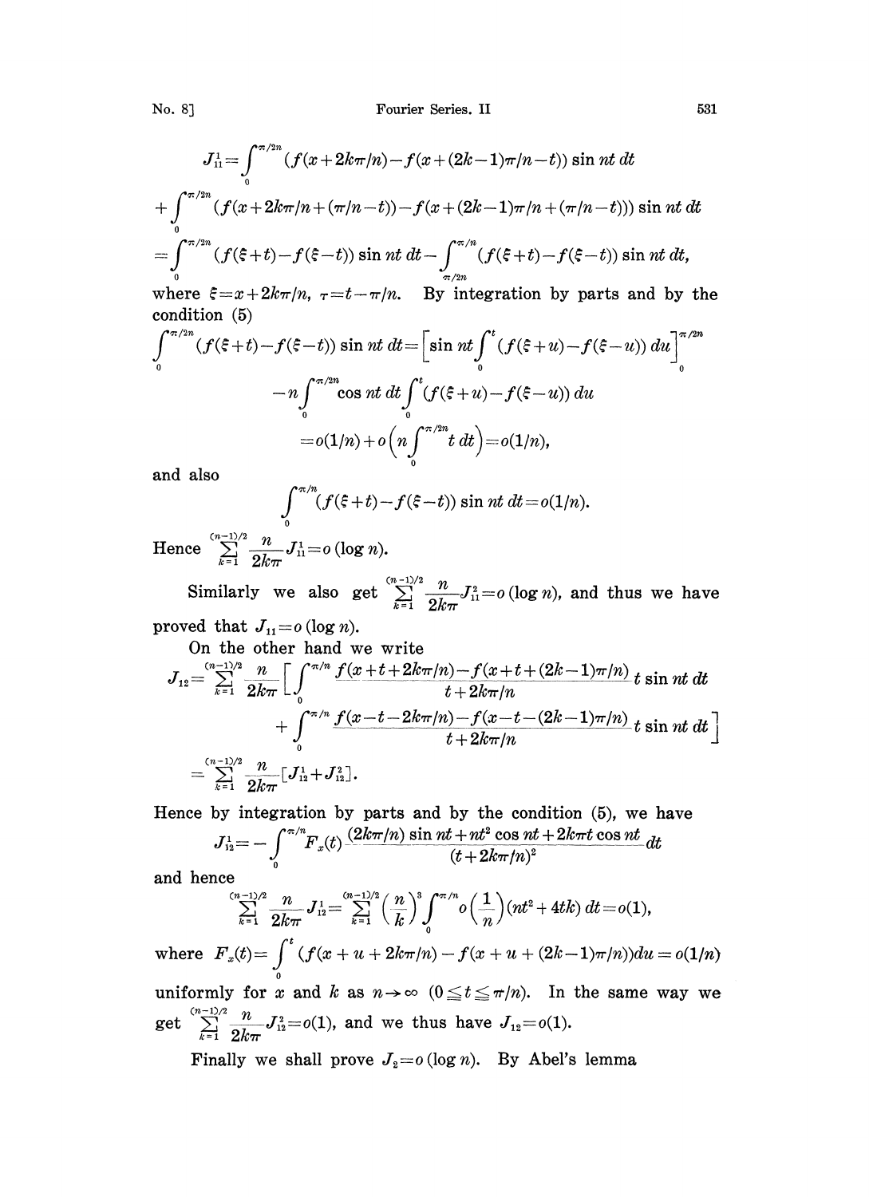$$J_{11}^1=\int_0^{\pi/2n}(f(x+2k\pi/n)-f(x+(2k-1)\pi/n-t))\sin nt\,dt$$

$$+\int_0^{\pi/2n}(f(x+2k\pi/n+(\pi/n-t))-f(x+(2k-1)\pi/n+(\pi/n-t)))\sin nt\,dt$$

$$=\int_0^{\pi/2n}(f(\xi+t)-f(\xi-t))\sin nt\,dt-\int_{\pi/2n}^{\pi/n}(f(\xi+t)-f(\xi-t))\sin nt\,dt,$$

where $\xi=x+2k\pi/n$, $\tau=t-\pi/n$. By integration by parts and by the condition (5)

$$\int_0^{\pi/2n}(f(\xi+t)-f(\xi-t))\sin nt\,dt=\Big[\sin nt\int_0^t(f(\xi+u)-f(\xi-u))\,du\Big]_0^{\pi/2n}$$

$$-n\int_0^{\pi/2n}\cos nt\,dt\int_0^t(f(\xi+u)-f(\xi-u))\,du$$

$$=o(1/n)+o\Big(n\int_0^{\pi/2n}t\,dt\Big)=o(1/n),$$

and also

$$\int_0^{\pi/n}(f(\xi+t)-f(\xi-t))\sin nt\,dt=o(1/n).$$

Hence $\sum_{k=1}^{(n-1)/2}\frac{n}{2k\pi}J_{11}^1=o(\log n)$.

Similarly we also get $\sum_{k=1}^{(n-1)/2}\frac{n}{2k\pi}J_{11}^2=o(\log n)$, and thus we have proved that $J_{11}=o(\log n)$.

On the other hand we write

$$J_{12}=\sum_{k=1}^{(n-1)/2}\frac{n}{2k\pi}\Big[\int_0^{\pi/n}\frac{f(x+t+2k\pi/n)-f(x+t+(2k-1)\pi/n)}{t+2k\pi/n}t\sin nt\,dt$$

$$+\int_0^{\pi/n}\frac{f(x-t-2k\pi/n)-f(x-t-(2k-1)\pi/n)}{t+2k\pi/n}t\sin nt\,dt\Big]$$

$$=\sum_{k=1}^{(n-1)/2}\frac{n}{2k\pi}[J_{12}^1+J_{12}^2].$$

Hence by integration by parts and by the condition (5), we have

$$J_{12}^1=-\int_0^{\pi/n}F_x(t)\frac{(2k\pi/n)\sin nt+nt^2\cos nt+2k\pi t\cos nt}{(t+2k\pi/n)^2}dt$$

and hence

$$\sum_{k=1}^{(n-1)/2}\frac{n}{2k\pi}J_{12}^1=\sum_{k=1}^{(n-1)/2}\Big(\frac{n}{k}\Big)^3\int_0^{\pi/n}o\Big(\frac{1}{n}\Big)(nt^2+4tk)\,dt=o(1),$$

where $F_x(t)=\int_0^t(f(x+u+2k\pi/n)-f(x+u+(2k-1)\pi/n))du=o(1/n)$ uniformly for $x$ and $k$ as $n\to\infty$ $(0\leqq t\leqq\pi/n)$. In the same way we get $\sum_{k=1}^{(n-1)/2}\frac{n}{2k\pi}J_{12}^2=o(1)$, and we thus have $J_{12}=o(1)$.

Finally we shall prove $J_2=o(\log n)$. By Abel's lemma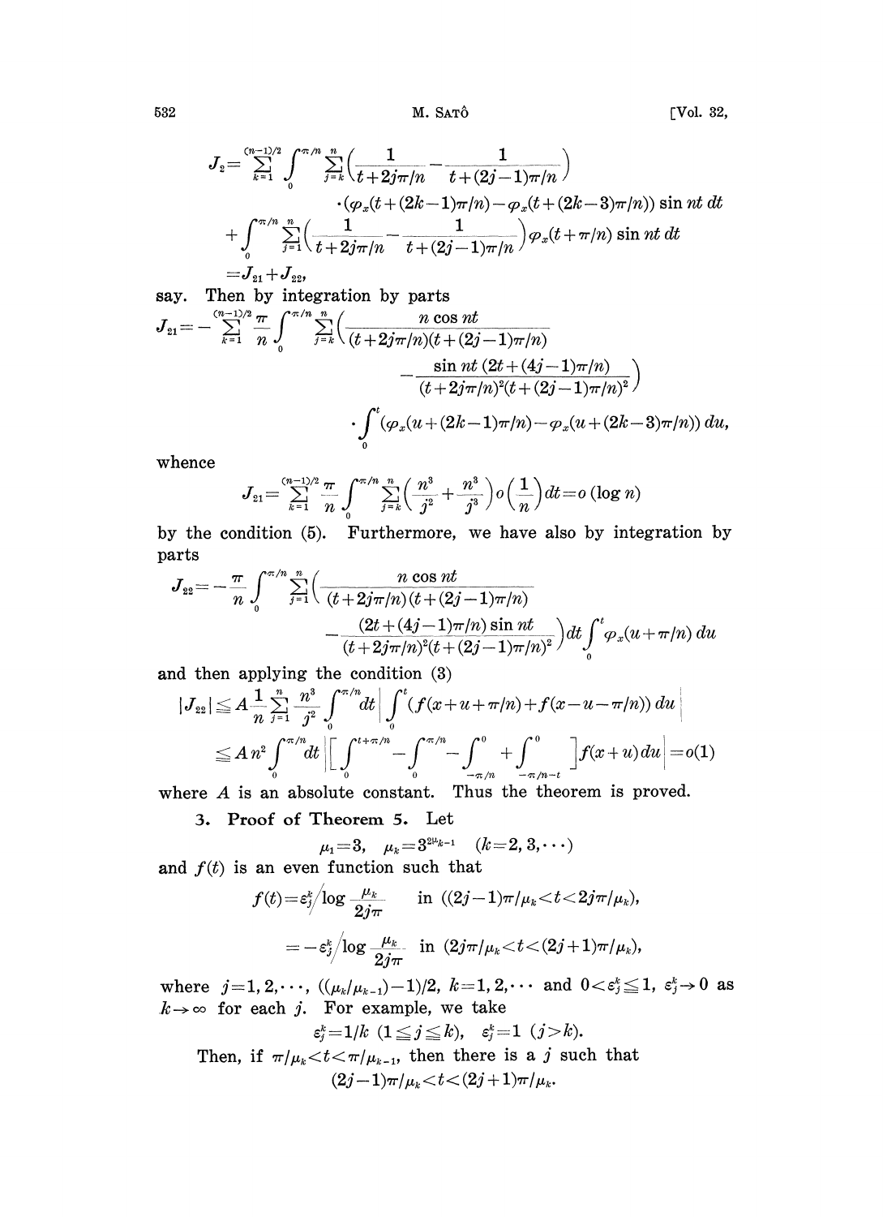$$J_2=\sum_{k=1}^{(n-1)/2}\int_0^{\pi/n}\sum_{j=k}^{n}\Big(\frac{1}{t+2j\pi/n}-\frac{1}{t+(2j-1)\pi/n}\Big)$$
$$\cdot(\varphi_x(t+(2k-1)\pi/n)-\varphi_x(t+(2k-3)\pi/n))\sin nt\,dt$$
$$+\int_0^{\pi/n}\sum_{j=1}^{n}\Big(\frac{1}{t+2j\pi/n}-\frac{1}{t+(2j-1)\pi/n}\Big)\varphi_x(t+\pi/n)\sin nt\,dt$$
$$=J_{21}+J_{22},$$

say. Then by integration by parts

$$J_{21}=-\sum_{k=1}^{(n-1)/2}\frac{\pi}{n}\int_0^{\pi/n}\sum_{j=k}^{n}\Big(\frac{n\cos nt}{(t+2j\pi/n)(t+(2j-1)\pi/n)}$$
$$-\frac{\sin nt\,(2t+(4j-1)\pi/n)}{(t+2j\pi/n)^2(t+(2j-1)\pi/n)^2}\Big)$$
$$\cdot\int_0^t(\varphi_x(u+(2k-1)\pi/n)-\varphi_x(u+(2k-3)\pi/n))\,du,$$

whence

$$J_{21}=\sum_{k=1}^{(n-1)/2}\frac{\pi}{n}\int_0^{\pi/n}\sum_{j=k}^{n}\Big(\frac{n^3}{j^2}+\frac{n^3}{j^3}\Big)o\Big(\frac{1}{n}\Big)dt=o\,(\log n)$$

by the condition (5). Furthermore, we have also by integration by parts

$$J_{22}=-\frac{\pi}{n}\int_0^{\pi/n}\sum_{j=1}^{n}\Big(\frac{n\cos nt}{(t+2j\pi/n)(t+(2j-1)\pi/n)}$$
$$-\frac{(2t+(4j-1)\pi/n)\sin nt}{(t+2j\pi/n)^2(t+(2j-1)\pi/n)^2}\Big)dt\int_0^t\varphi_x(u+\pi/n)\,du$$

and then applying the condition (3)

$$|J_{22}|\leqq A\frac{1}{n}\sum_{j=1}^{n}\frac{n^3}{j^2}\int_0^{\pi/n}dt\Big|\int_0^t(f(x+u+\pi/n)+f(x-u-\pi/n))\,du\Big|$$
$$\leqq A\,n^2\int_0^{\pi/n}dt\Big|\Big[\int_0^{t+\pi/n}-\int_0^{\pi/n}-\int_{-\pi/n}^{0}+\int_{-\pi/n-t}^{0}\Big]f(x+u)\,du\Big|=o(1)$$

where $A$ is an absolute constant. Thus the theorem is proved.

**3. Proof of Theorem 5.** Let

$$\mu_1=3,\quad \mu_k=3^{2\mu_{k-1}}\quad(k=2,3,\cdots)$$

and $f(t)$ is an even function such that

$$f(t)=\varepsilon_j^k\Big/\log\frac{\mu_k}{2j\pi}\qquad\text{in }((2j-1)\pi/\mu_k<t<2j\pi/\mu_k),$$
$$=-\varepsilon_j^k\Big/\log\frac{\mu_k}{2j\pi}\quad\text{in }(2j\pi/\mu_k<t<(2j+1)\pi/\mu_k),$$

where $j=1,2,\cdots,((\mu_k/\mu_{k-1})-1)/2$, $k=1,2,\cdots$ and $0<\varepsilon_j^k\leqq 1$, $\varepsilon_j^k\to 0$ as $k\to\infty$ for each $j$. For example, we take

$$\varepsilon_j^k=1/k\ (1\leqq j\leqq k),\quad \varepsilon_j^k=1\ (j>k).$$

Then, if $\pi/\mu_k<t<\pi/\mu_{k-1}$, then there is a $j$ such that

$$(2j-1)\pi/\mu_k<t<(2j+1)\pi/\mu_k.$$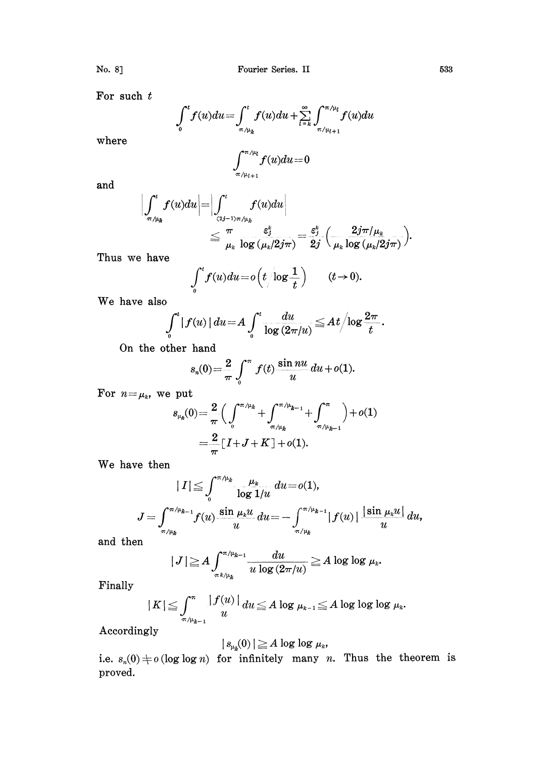For such $t$

$$\int_0^t f(u)du = \int_{\pi/\mu_k}^t f(u)du + \sum_{l=k}^{\infty} \int_{\pi/\mu_{l+1}}^{\pi/\mu_l} f(u)du$$

where

$$\int_{\pi/\mu_{l+1}}^{\pi/\mu_l} f(u)du = 0$$

and

$$\left| \int_{\pi/\mu_k}^t f(u)du \right| = \left| \int_{(2j-1)\pi/\mu_k}^t f(u)du \right|$$
$$\leqq \frac{\pi}{\mu_k} \frac{\varepsilon_j^k}{\log(\mu_k/2j\pi)} = \frac{\varepsilon_j^k}{2j} \left( \frac{2j\pi/\mu_k}{\mu_k \log(\mu_k/2j\pi)} \right).$$

Thus we have

$$\int_0^t f(u)du = o\left(t \Big/ \log \frac{1}{t}\right) \qquad (t \to 0).$$

We have also

$$\int_0^t |f(u)|\, du = A \int_0^t \frac{du}{\log(2\pi/u)} \leqq At \Big/ \log \frac{2\pi}{t}.$$

On the other hand

$$s_n(0) = \frac{2}{\pi} \int_0^{\pi} f(t) \frac{\sin nu}{u} du + o(1).$$

For $n = \mu_k$, we put

$$s_{\mu_k}(0) = \frac{2}{\pi} \left( \int_0^{\pi/\mu_k} + \int_{\pi/\mu_k}^{\pi/\mu_{k-1}} + \int_{\pi/\mu_{k-1}}^{\pi} \right) + o(1)$$
$$= \frac{2}{\pi} [I + J + K] + o(1).$$

We have then

$$|I| \leqq \int_0^{\pi/\mu_k} \frac{\mu_k}{\log 1/u} du = o(1),$$

$$J = \int_{\pi/\mu_k}^{\pi/\mu_{k-1}} f(u) \frac{\sin \mu_k u}{u} du = -\int_{\pi/\mu_k}^{\pi/\mu_{k-1}} |f(u)| \frac{|\sin \mu_k u|}{u} du,$$

and then

$$|J| \geqq A \int_{\pi k/\mu_k}^{\pi/\mu_{k-1}} \frac{du}{u \log(2\pi/u)} \geqq A \log\log \mu_k.$$

Finally

$$|K| \leqq \int_{\pi/\mu_{k-1}}^{\pi} \frac{|f(u)|}{u} du \leqq A \log \mu_{k-1} \leqq A \log\log\log \mu_k.$$

Accordingly

$$|s_{\mu_k}(0)| \geqq A \log\log \mu_k,$$

i.e. $s_n(0) \neq o(\log\log n)$ for infinitely many $n$. Thus the theorem is proved.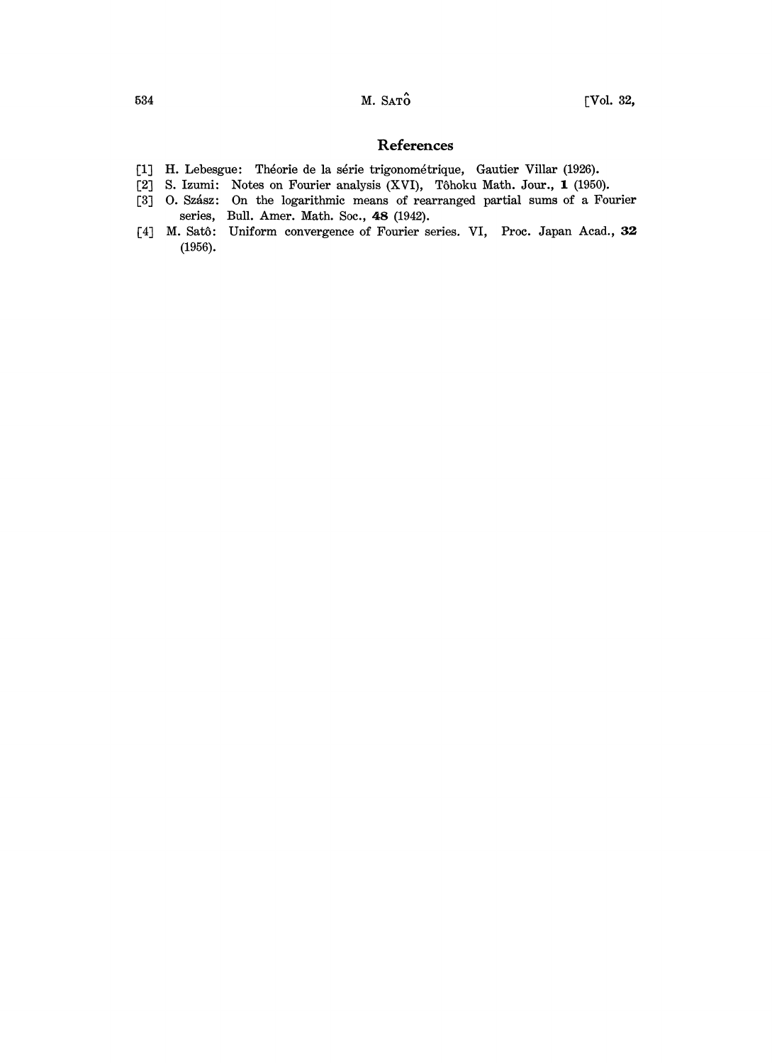## References

[1] H. Lebesgue: Théorie de la série trigonométrique, Gautier Villar (1926).

[2] S. Izumi: Notes on Fourier analysis (XVI), Tôhoku Math. Jour., **1** (1950).

[3] O. Szász: On the logarithmic means of rearranged partial sums of a Fourier series, Bull. Amer. Math. Soc., **48** (1942).

[4] M. Satô: Uniform convergence of Fourier series. VI, Proc. Japan Acad., **32** (1956).